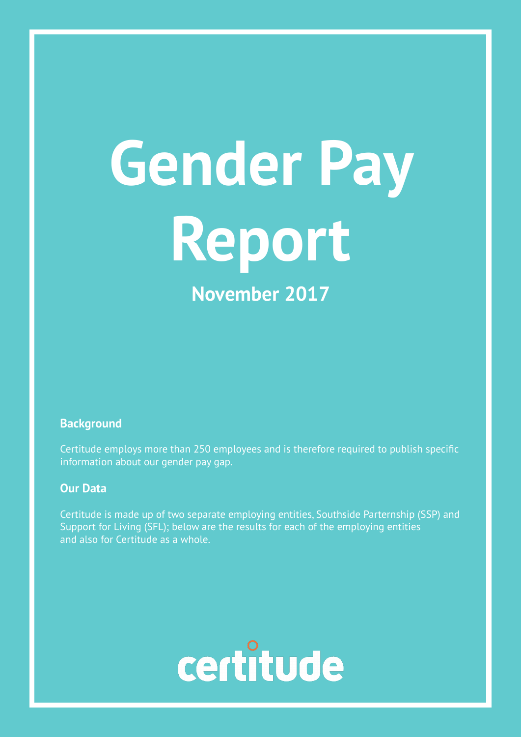# Gender Pay Report

## November 2017

### Background

Certitude employs more than 250 employees and is therefore required to publish specific information about our gender pay gap.

### Our Data

Certitude is made up of two separate employing entities, Southside Parternship (SSP) and Support for Living (SFL); below are the results for each of the employing entities and also for Certitude as a whole.

certitude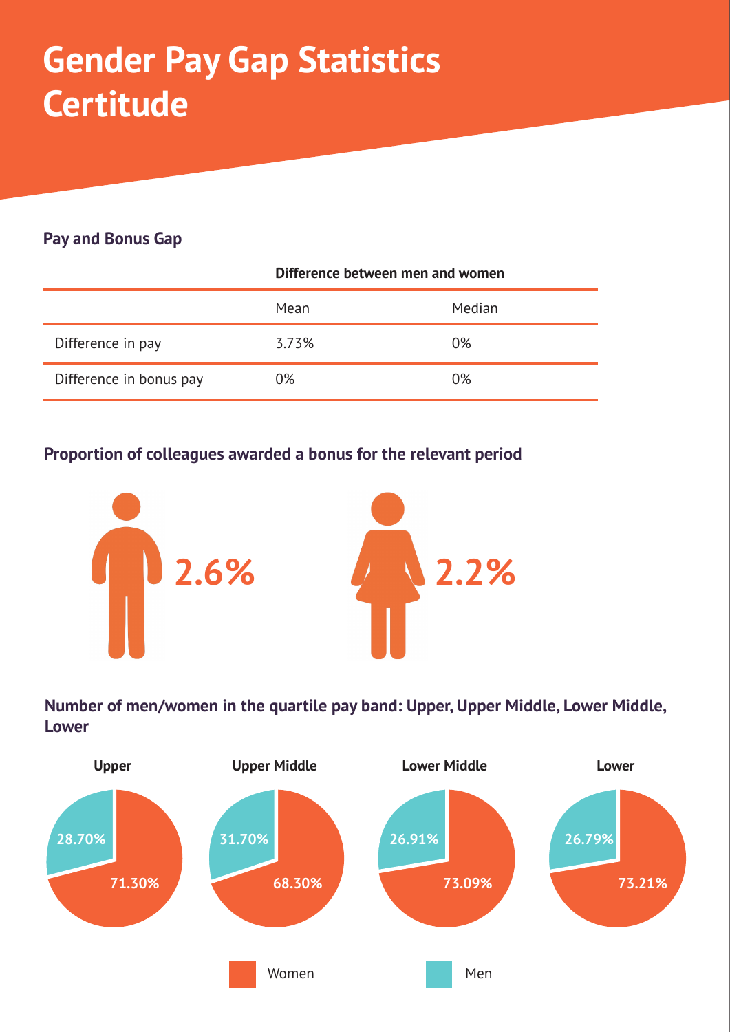# Gender Pay Gap Statistics Certitude

## Pay and Bonus Gap

| | Difference between men and women | |
|---|---|---|
| | Mean | Median |
| Difference in pay | 3.73% | 0% |
| Difference in bonus pay | 0% | 0% |

## Proportion of colleagues awarded a bonus for the relevant period

| Men | Women |
|---|---|
| 2.6% | 2.2% |

## Number of men/women in the quartile pay band: Upper, Upper Middle, Lower Middle, Lower

| | Upper | Upper Middle | Lower Middle | Lower |
|---|---|---|---|---|
| Women | 71.30% | 68.30% | 73.09% | 73.21% |
| Men | 28.70% | 31.70% | 26.91% | 26.79% |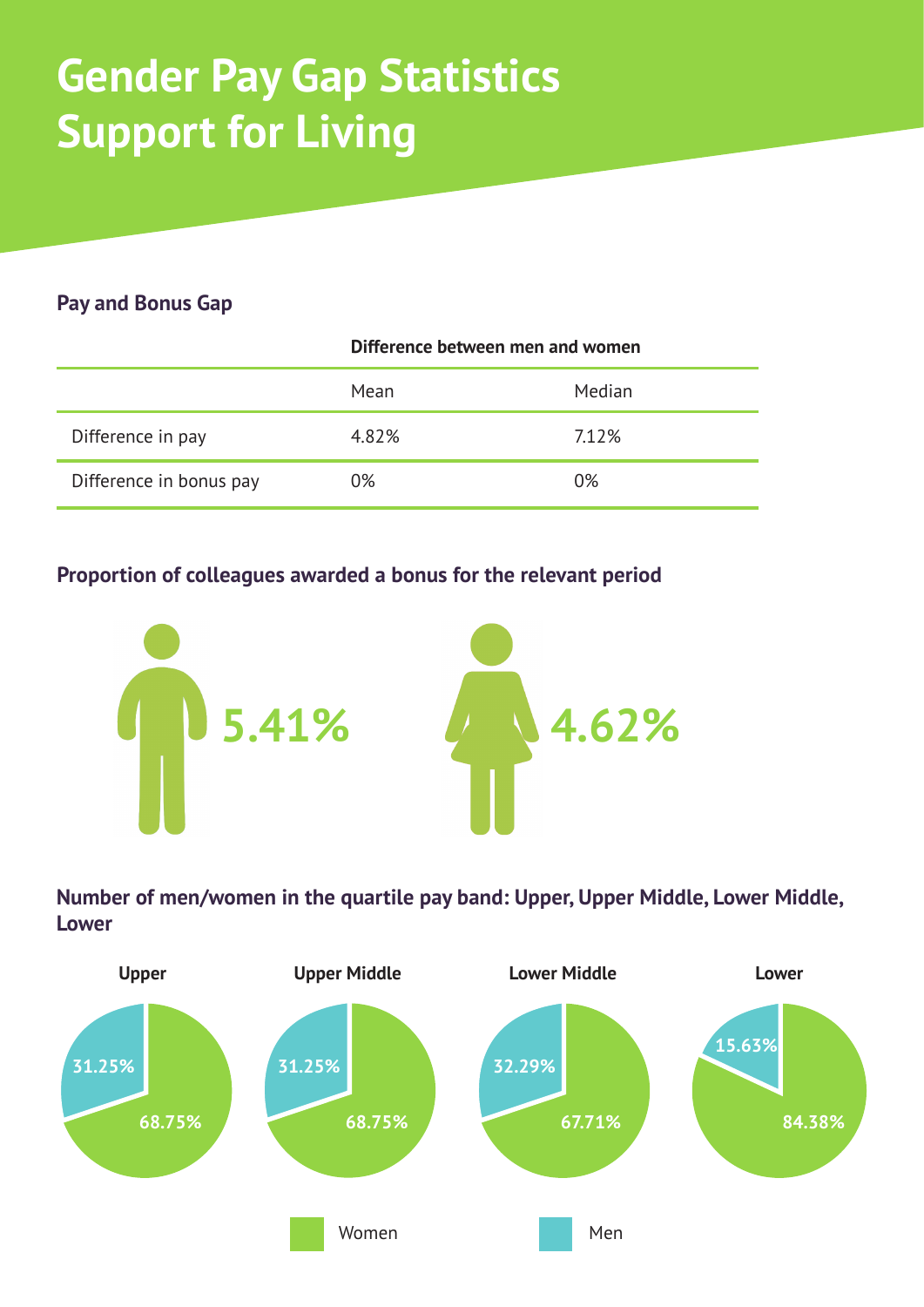# Gender Pay Gap Statistics
# Support for Living

## Pay and Bonus Gap

| | Difference between men and women | |
|---|---|---|
| | Mean | Median |
| Difference in pay | 4.82% | 7.12% |
| Difference in bonus pay | 0% | 0% |

## Proportion of colleagues awarded a bonus for the relevant period

Men: **5.41%**

Women: **4.62%**

## Number of men/women in the quartile pay band: Upper, Upper Middle, Lower Middle, Lower

| Quartile | Women | Men |
|---|---|---|
| Upper | 68.75% | 31.25% |
| Upper Middle | 68.75% | 31.25% |
| Lower Middle | 67.71% | 32.29% |
| Lower | 84.38% | 15.63% |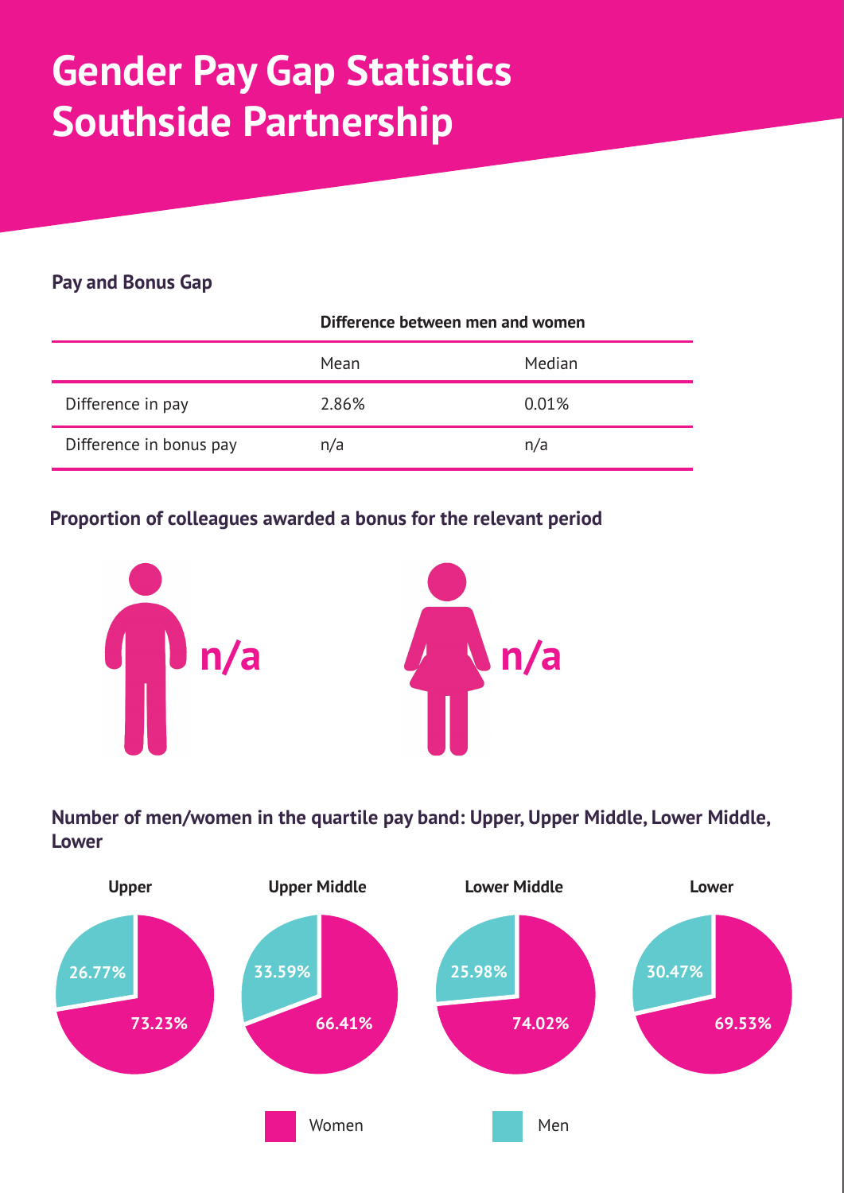# Gender Pay Gap Statistics Southside Partnership

### Pay and Bonus Gap

| | Difference between men and women | |
|---|---|---|
| | Mean | Median |
| Difference in pay | 2.86% | 0.01% |
| Difference in bonus pay | n/a | n/a |

### Proportion of colleagues awarded a bonus for the relevant period

Men: **n/a**

Women: **n/a**

### Number of men/women in the quartile pay band: Upper, Upper Middle, Lower Middle, Lower

| | Upper | Upper Middle | Lower Middle | Lower |
|---|---|---|---|---|
| Women | 73.23% | 66.41% | 74.02% | 69.53% |
| Men | 26.77% | 33.59% | 25.98% | 30.47% |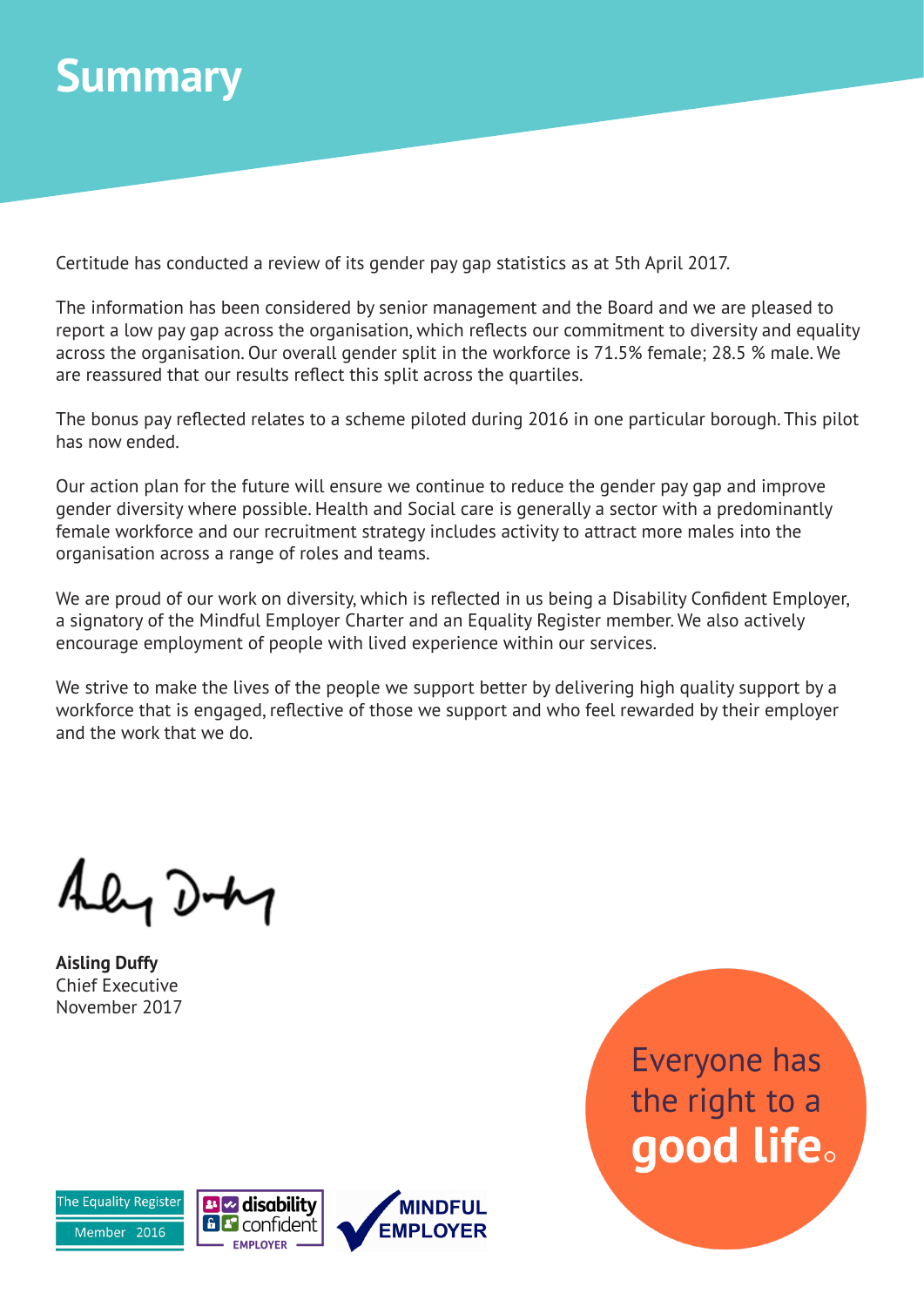# Summary

Certitude has conducted a review of its gender pay gap statistics as at 5th April 2017.

The information has been considered by senior management and the Board and we are pleased to report a low pay gap across the organisation, which reflects our commitment to diversity and equality across the organisation. Our overall gender split in the workforce is 71.5% female; 28.5 % male. We are reassured that our results reflect this split across the quartiles.

The bonus pay reflected relates to a scheme piloted during 2016 in one particular borough. This pilot has now ended.

Our action plan for the future will ensure we continue to reduce the gender pay gap and improve gender diversity where possible. Health and Social care is generally a sector with a predominantly female workforce and our recruitment strategy includes activity to attract more males into the organisation across a range of roles and teams.

We are proud of our work on diversity, which is reflected in us being a Disability Confident Employer, a signatory of the Mindful Employer Charter and an Equality Register member. We also actively encourage employment of people with lived experience within our services.

We strive to make the lives of the people we support better by delivering high quality support by a workforce that is engaged, reflective of those we support and who feel rewarded by their employer and the work that we do.

**Aisling Duffy**
Chief Executive
November 2017

Everyone has the right to a **good life.**

The Equality Register Member 2016

disability confident EMPLOYER

MINDFUL EMPLOYER